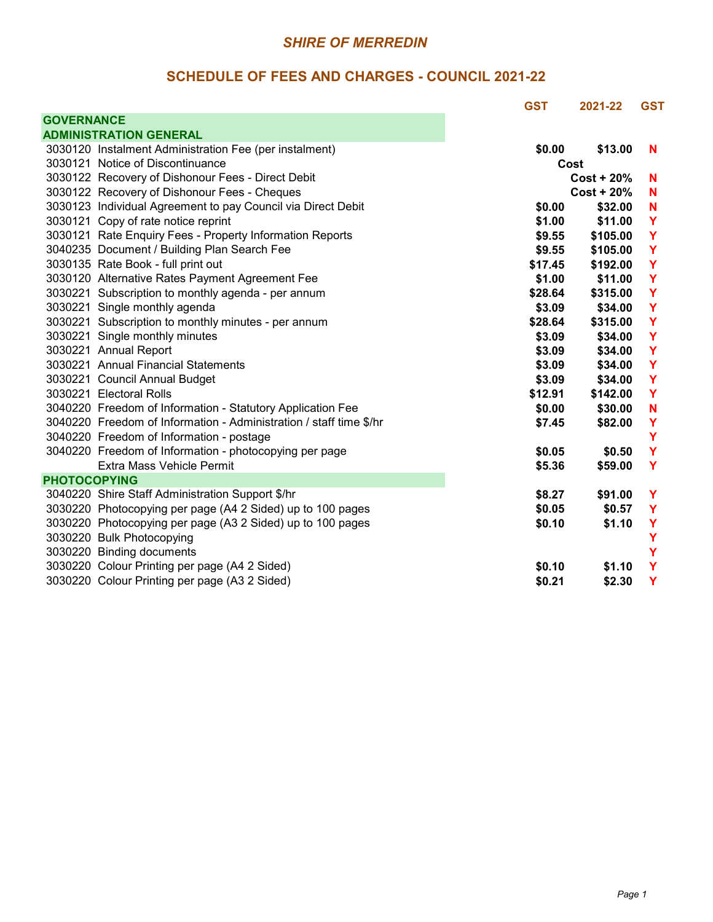# *SHIRE OF MERREDIN*

## SCHEDULE OF FEES AND CHARGES - COUNCIL 2021-22

| | | GST | 2021-22 | GST |
|---|---|---|---|---|
| **GOVERNANCE** | | | | |
| **ADMINISTRATION GENERAL** | | | | |
| 3030120 | Instalment Administration Fee (per instalment) | $0.00 | $13.00 | N |
| 3030121 | Notice of Discontinuance | Cost | | |
| 3030122 | Recovery of Dishonour Fees - Direct Debit | | Cost + 20% | N |
| 3030122 | Recovery of Dishonour Fees - Cheques | | Cost + 20% | N |
| 3030123 | Individual Agreement to pay Council via Direct Debit | $0.00 | $32.00 | N |
| 3030121 | Copy of rate notice reprint | $1.00 | $11.00 | Y |
| 3030121 | Rate Enquiry Fees - Property Information Reports | $9.55 | $105.00 | Y |
| 3040235 | Document / Building Plan Search Fee | $9.55 | $105.00 | Y |
| 3030135 | Rate Book - full print out | $17.45 | $192.00 | Y |
| 3030120 | Alternative Rates Payment Agreement Fee | $1.00 | $11.00 | Y |
| 3030221 | Subscription to monthly agenda - per annum | $28.64 | $315.00 | Y |
| 3030221 | Single monthly agenda | $3.09 | $34.00 | Y |
| 3030221 | Subscription to monthly minutes - per annum | $28.64 | $315.00 | Y |
| 3030221 | Single monthly minutes | $3.09 | $34.00 | Y |
| 3030221 | Annual Report | $3.09 | $34.00 | Y |
| 3030221 | Annual Financial Statements | $3.09 | $34.00 | Y |
| 3030221 | Council Annual Budget | $3.09 | $34.00 | Y |
| 3030221 | Electoral Rolls | $12.91 | $142.00 | Y |
| 3040220 | Freedom of Information - Statutory Application Fee | $0.00 | $30.00 | N |
| 3040220 | Freedom of Information - Administration / staff time $/hr | $7.45 | $82.00 | Y |
| 3040220 | Freedom of Information - postage | | | Y |
| 3040220 | Freedom of Information - photocopying per page | $0.05 | $0.50 | Y |
| | Extra Mass Vehicle Permit | $5.36 | $59.00 | Y |
| **PHOTOCOPYING** | | | | |
| 3040220 | Shire Staff Administration Support $/hr | $8.27 | $91.00 | Y |
| 3030220 | Photocopying per page (A4 2 Sided) up to 100 pages | $0.05 | $0.57 | Y |
| 3030220 | Photocopying per page (A3 2 Sided) up to 100 pages | $0.10 | $1.10 | Y |
| 3030220 | Bulk Photocopying | | | Y |
| 3030220 | Binding documents | | | Y |
| 3030220 | Colour Printing per page (A4 2 Sided) | $0.10 | $1.10 | Y |
| 3030220 | Colour Printing per page (A3 2 Sided) | $0.21 | $2.30 | Y |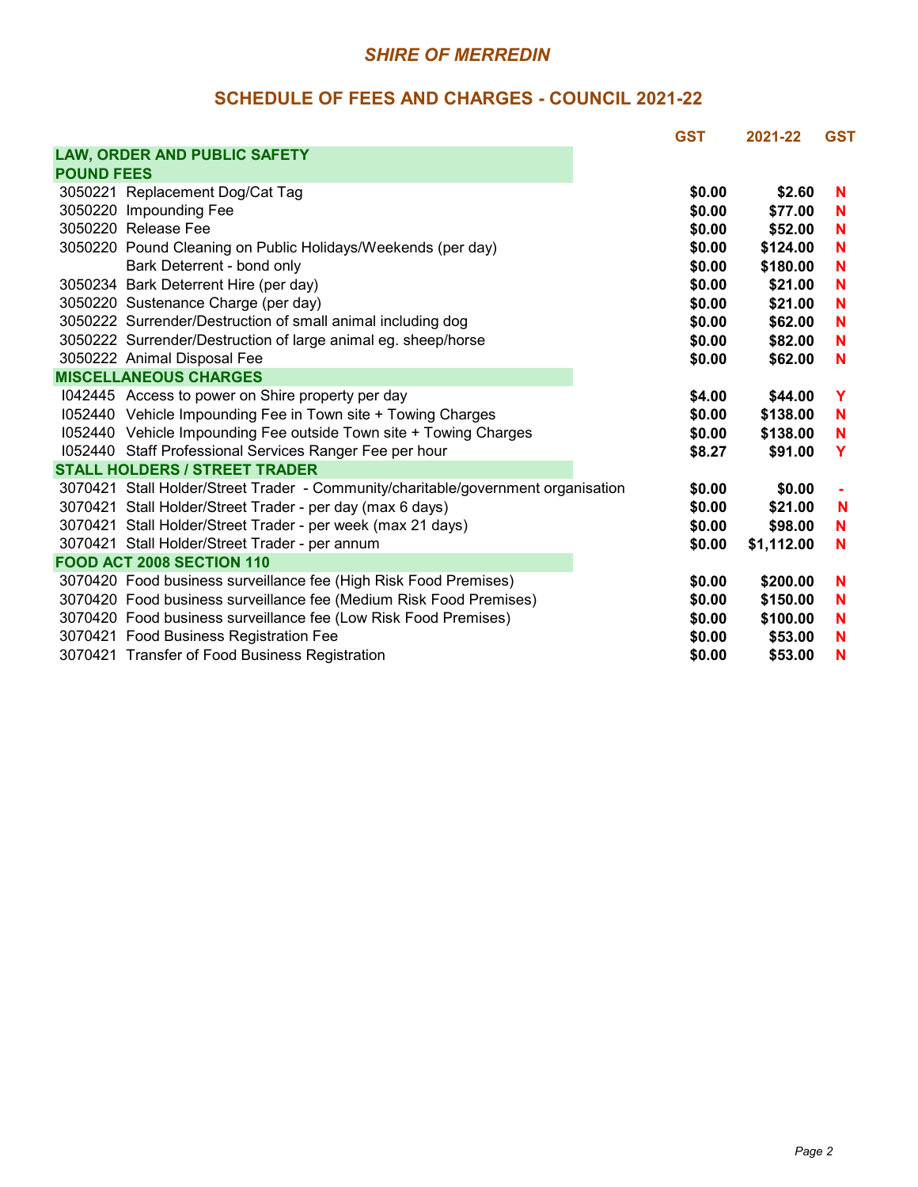## *SHIRE OF MERREDIN*

## SCHEDULE OF FEES AND CHARGES - COUNCIL 2021-22

| | | GST | 2021-22 | GST |
|---|---|---|---|---|
| **LAW, ORDER AND PUBLIC SAFETY** | | | | |
| **POUND FEES** | | | | |
| 3050221 | Replacement Dog/Cat Tag | $0.00 | $2.60 | N |
| 3050220 | Impounding Fee | $0.00 | $77.00 | N |
| 3050220 | Release Fee | $0.00 | $52.00 | N |
| 3050220 | Pound Cleaning on Public Holidays/Weekends (per day) | $0.00 | $124.00 | N |
| | Bark Deterrent - bond only | $0.00 | $180.00 | N |
| 3050234 | Bark Deterrent Hire (per day) | $0.00 | $21.00 | N |
| 3050220 | Sustenance Charge (per day) | $0.00 | $21.00 | N |
| 3050222 | Surrender/Destruction of small animal including dog | $0.00 | $62.00 | N |
| 3050222 | Surrender/Destruction of large animal eg. sheep/horse | $0.00 | $82.00 | N |
| 3050222 | Animal Disposal Fee | $0.00 | $62.00 | N |
| **MISCELLANEOUS CHARGES** | | | | |
| I042445 | Access to power on Shire property per day | $4.00 | $44.00 | Y |
| I052440 | Vehicle Impounding Fee in Town site + Towing Charges | $0.00 | $138.00 | N |
| I052440 | Vehicle Impounding Fee outside Town site + Towing Charges | $0.00 | $138.00 | N |
| I052440 | Staff Professional Services Ranger Fee per hour | $8.27 | $91.00 | Y |
| **STALL HOLDERS / STREET TRADER** | | | | |
| 3070421 | Stall Holder/Street Trader - Community/charitable/government organisation | $0.00 | $0.00 | - |
| 3070421 | Stall Holder/Street Trader - per day (max 6 days) | $0.00 | $21.00 | N |
| 3070421 | Stall Holder/Street Trader - per week (max 21 days) | $0.00 | $98.00 | N |
| 3070421 | Stall Holder/Street Trader - per annum | $0.00 | $1,112.00 | N |
| **FOOD ACT 2008 SECTION 110** | | | | |
| 3070420 | Food business surveillance fee (High Risk Food Premises) | $0.00 | $200.00 | N |
| 3070420 | Food business surveillance fee (Medium Risk Food Premises) | $0.00 | $150.00 | N |
| 3070420 | Food business surveillance fee (Low Risk Food Premises) | $0.00 | $100.00 | N |
| 3070421 | Food Business Registration Fee | $0.00 | $53.00 | N |
| 3070421 | Transfer of Food Business Registration | $0.00 | $53.00 | N |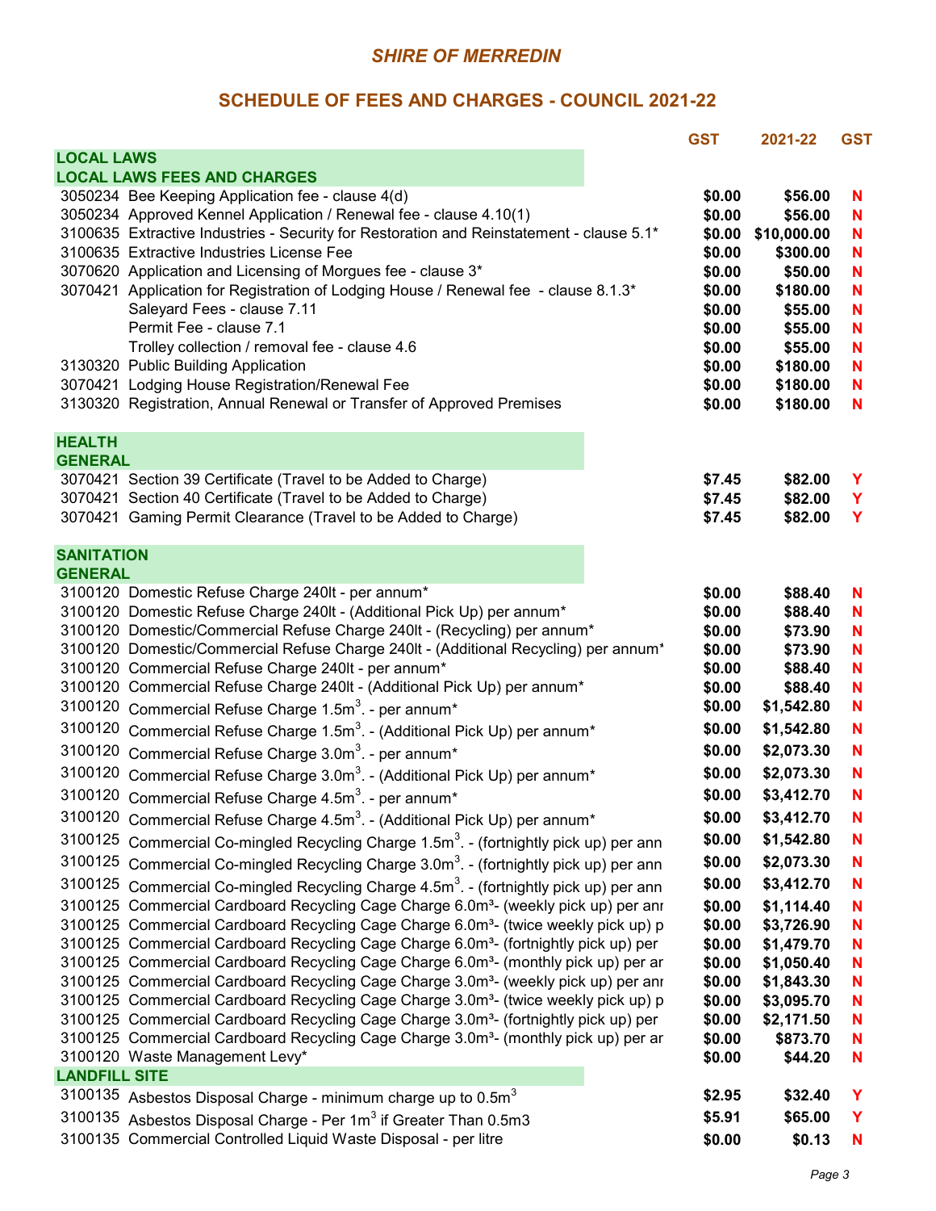# SHIRE OF MERREDIN

## SCHEDULE OF FEES AND CHARGES - COUNCIL 2021-22

| | | GST | 2021-22 | GST |
|---|---|---|---|---|
| **LOCAL LAWS** | | | | |
| **LOCAL LAWS FEES AND CHARGES** | | | | |
| 3050234 | Bee Keeping Application fee - clause 4(d) | $0.00 | $56.00 | N |
| 3050234 | Approved Kennel Application / Renewal fee - clause 4.10(1) | $0.00 | $56.00 | N |
| 3100635 | Extractive Industries - Security for Restoration and Reinstatement - clause 5.1* | $0.00 | $10,000.00 | N |
| 3100635 | Extractive Industries License Fee | $0.00 | $300.00 | N |
| 3070620 | Application and Licensing of Morgues fee - clause 3* | $0.00 | $50.00 | N |
| 3070421 | Application for Registration of Lodging House / Renewal fee - clause 8.1.3* | $0.00 | $180.00 | N |
| | Saleyard Fees - clause 7.11 | $0.00 | $55.00 | N |
| | Permit Fee - clause 7.1 | $0.00 | $55.00 | N |
| | Trolley collection / removal fee - clause 4.6 | $0.00 | $55.00 | N |
| 3130320 | Public Building Application | $0.00 | $180.00 | N |
| 3070421 | Lodging House Registration/Renewal Fee | $0.00 | $180.00 | N |
| 3130320 | Registration, Annual Renewal or Transfer of Approved Premises | $0.00 | $180.00 | N |
| **HEALTH** | | | | |
| **GENERAL** | | | | |
| 3070421 | Section 39 Certificate (Travel to be Added to Charge) | $7.45 | $82.00 | Y |
| 3070421 | Section 40 Certificate (Travel to be Added to Charge) | $7.45 | $82.00 | Y |
| 3070421 | Gaming Permit Clearance (Travel to be Added to Charge) | $7.45 | $82.00 | Y |
| **SANITATION** | | | | |
| **GENERAL** | | | | |
| 3100120 | Domestic Refuse Charge 240lt - per annum* | $0.00 | $88.40 | N |
| 3100120 | Domestic Refuse Charge 240lt - (Additional Pick Up) per annum* | $0.00 | $88.40 | N |
| 3100120 | Domestic/Commercial Refuse Charge 240lt - (Recycling) per annum* | $0.00 | $73.90 | N |
| 3100120 | Domestic/Commercial Refuse Charge 240lt - (Additional Recycling) per annum* | $0.00 | $73.90 | N |
| 3100120 | Commercial Refuse Charge 240lt - per annum* | $0.00 | $88.40 | N |
| 3100120 | Commercial Refuse Charge 240lt - (Additional Pick Up) per annum* | $0.00 | $88.40 | N |
| 3100120 | Commercial Refuse Charge 1.5m$^3$. - per annum* | $0.00 | $1,542.80 | N |
| 3100120 | Commercial Refuse Charge 1.5m$^3$. - (Additional Pick Up) per annum* | $0.00 | $1,542.80 | N |
| 3100120 | Commercial Refuse Charge 3.0m$^3$. - per annum* | $0.00 | $2,073.30 | N |
| 3100120 | Commercial Refuse Charge 3.0m$^3$. - (Additional Pick Up) per annum* | $0.00 | $2,073.30 | N |
| 3100120 | Commercial Refuse Charge 4.5m$^3$. - per annum* | $0.00 | $3,412.70 | N |
| 3100120 | Commercial Refuse Charge 4.5m$^3$. - (Additional Pick Up) per annum* | $0.00 | $3,412.70 | N |
| 3100125 | Commercial Co-mingled Recycling Charge 1.5m$^3$. - (fortnightly pick up) per ann | $0.00 | $1,542.80 | N |
| 3100125 | Commercial Co-mingled Recycling Charge 3.0m$^3$. - (fortnightly pick up) per ann | $0.00 | $2,073.30 | N |
| 3100125 | Commercial Co-mingled Recycling Charge 4.5m$^3$. - (fortnightly pick up) per ann | $0.00 | $3,412.70 | N |
| 3100125 | Commercial Cardboard Recycling Cage Charge 6.0m$^3$- (weekly pick up) per anr | $0.00 | $1,114.40 | N |
| 3100125 | Commercial Cardboard Recycling Cage Charge 6.0m$^3$- (twice weekly pick up) p | $0.00 | $3,726.90 | N |
| 3100125 | Commercial Cardboard Recycling Cage Charge 6.0m$^3$- (fortnightly pick up) per | $0.00 | $1,479.70 | N |
| 3100125 | Commercial Cardboard Recycling Cage Charge 6.0m$^3$- (monthly pick up) per ar | $0.00 | $1,050.40 | N |
| 3100125 | Commercial Cardboard Recycling Cage Charge 3.0m$^3$- (weekly pick up) per anr | $0.00 | $1,843.30 | N |
| 3100125 | Commercial Cardboard Recycling Cage Charge 3.0m$^3$- (twice weekly pick up) p | $0.00 | $3,095.70 | N |
| 3100125 | Commercial Cardboard Recycling Cage Charge 3.0m$^3$- (fortnightly pick up) per | $0.00 | $2,171.50 | N |
| 3100125 | Commercial Cardboard Recycling Cage Charge 3.0m$^3$- (monthly pick up) per ar | $0.00 | $873.70 | N |
| 3100120 | Waste Management Levy* | $0.00 | $44.20 | N |
| **LANDFILL SITE** | | | | |
| 3100135 | Asbestos Disposal Charge - minimum charge up to 0.5m$^3$ | $2.95 | $32.40 | Y |
| 3100135 | Asbestos Disposal Charge - Per 1m$^3$ if Greater Than 0.5m3 | $5.91 | $65.00 | Y |
| 3100135 | Commercial Controlled Liquid Waste Disposal - per litre | $0.00 | $0.13 | N |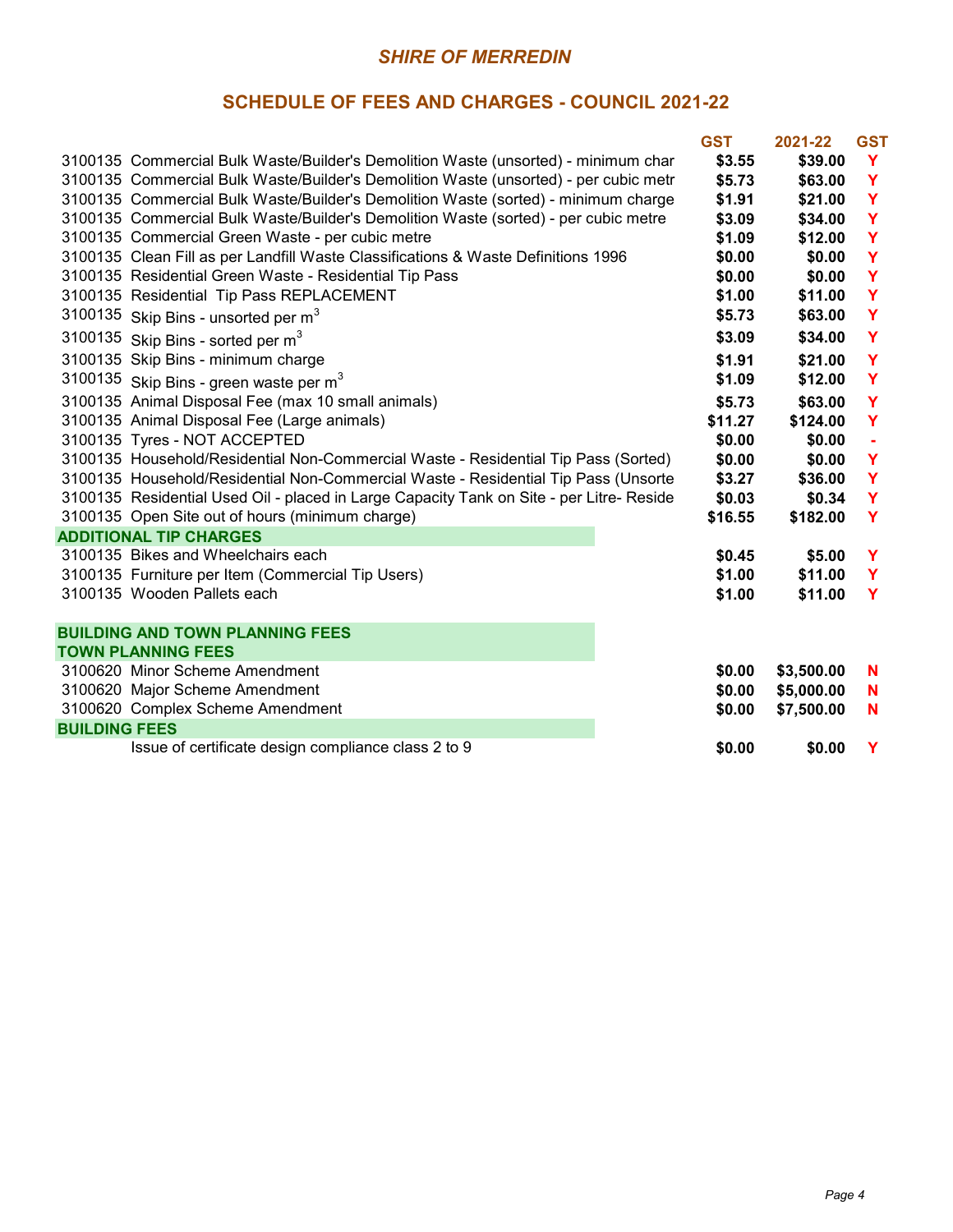## *SHIRE OF MERREDIN*

## SCHEDULE OF FEES AND CHARGES - COUNCIL 2021-22

| | GST | 2021-22 | GST |
|---|---|---|---|
| 3100135 Commercial Bulk Waste/Builder's Demolition Waste (unsorted) - minimum char | $3.55 | $39.00 | Y |
| 3100135 Commercial Bulk Waste/Builder's Demolition Waste (unsorted) - per cubic metr | $5.73 | $63.00 | Y |
| 3100135 Commercial Bulk Waste/Builder's Demolition Waste (sorted) - minimum charge | $1.91 | $21.00 | Y |
| 3100135 Commercial Bulk Waste/Builder's Demolition Waste (sorted) - per cubic metre | $3.09 | $34.00 | Y |
| 3100135 Commercial Green Waste - per cubic metre | $1.09 | $12.00 | Y |
| 3100135 Clean Fill as per Landfill Waste Classifications & Waste Definitions 1996 | $0.00 | $0.00 | Y |
| 3100135 Residential Green Waste - Residential Tip Pass | $0.00 | $0.00 | Y |
| 3100135 Residential Tip Pass REPLACEMENT | $1.00 | $11.00 | Y |
| 3100135 Skip Bins - unsorted per $m^3$ | $5.73 | $63.00 | Y |
| 3100135 Skip Bins - sorted per $m^3$ | $3.09 | $34.00 | Y |
| 3100135 Skip Bins - minimum charge | $1.91 | $21.00 | Y |
| 3100135 Skip Bins - green waste per $m^3$ | $1.09 | $12.00 | Y |
| 3100135 Animal Disposal Fee (max 10 small animals) | $5.73 | $63.00 | Y |
| 3100135 Animal Disposal Fee (Large animals) | $11.27 | $124.00 | Y |
| 3100135 Tyres - NOT ACCEPTED | $0.00 | $0.00 | - |
| 3100135 Household/Residential Non-Commercial Waste - Residential Tip Pass (Sorted) | $0.00 | $0.00 | Y |
| 3100135 Household/Residential Non-Commercial Waste - Residential Tip Pass (Unsorte | $3.27 | $36.00 | Y |
| 3100135 Residential Used Oil - placed in Large Capacity Tank on Site - per Litre- Reside | $0.03 | $0.34 | Y |
| 3100135 Open Site out of hours (minimum charge) | $16.55 | $182.00 | Y |
| **ADDITIONAL TIP CHARGES** | | | |
| 3100135 Bikes and Wheelchairs each | $0.45 | $5.00 | Y |
| 3100135 Furniture per Item (Commercial Tip Users) | $1.00 | $11.00 | Y |
| 3100135 Wooden Pallets each | $1.00 | $11.00 | Y |
| | | | |
| **BUILDING AND TOWN PLANNING FEES** | | | |
| **TOWN PLANNING FEES** | | | |
| 3100620 Minor Scheme Amendment | $0.00 | $3,500.00 | N |
| 3100620 Major Scheme Amendment | $0.00 | $5,000.00 | N |
| 3100620 Complex Scheme Amendment | $0.00 | $7,500.00 | N |
| **BUILDING FEES** | | | |
| Issue of certificate design compliance class 2 to 9 | $0.00 | $0.00 | Y |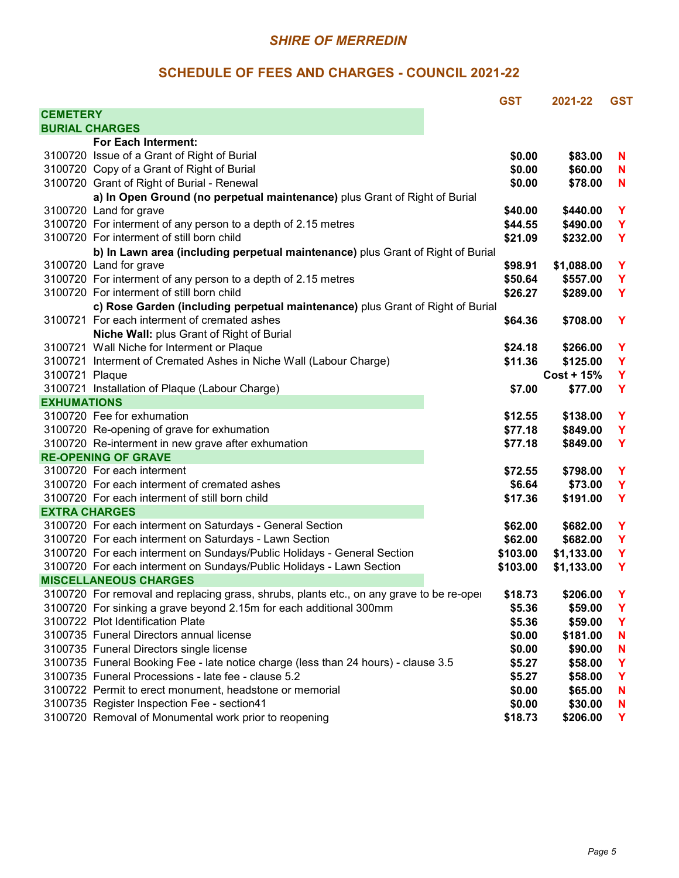# SHIRE OF MERREDIN

## SCHEDULE OF FEES AND CHARGES - COUNCIL 2021-22

| | | GST | 2021-22 | GST |
|---|---|---|---|---|
| **CEMETERY** | | | | |
| **BURIAL CHARGES** | | | | |
| | **For Each Interment:** | | | |
| 3100720 | Issue of a Grant of Right of Burial | $0.00 | $83.00 | N |
| 3100720 | Copy of a Grant of Right of Burial | $0.00 | $60.00 | N |
| 3100720 | Grant of Right of Burial - Renewal | $0.00 | $78.00 | N |
| | **a) In Open Ground (no perpetual maintenance)** plus Grant of Right of Burial | | | |
| 3100720 | Land for grave | $40.00 | $440.00 | Y |
| 3100720 | For interment of any person to a depth of 2.15 metres | $44.55 | $490.00 | Y |
| 3100720 | For interment of still born child | $21.09 | $232.00 | Y |
| | **b) In Lawn area (including perpetual maintenance)** plus Grant of Right of Burial | | | |
| 3100720 | Land for grave | $98.91 | $1,088.00 | Y |
| 3100720 | For interment of any person to a depth of 2.15 metres | $50.64 | $557.00 | Y |
| 3100720 | For interment of still born child | $26.27 | $289.00 | Y |
| | **c) Rose Garden (including perpetual maintenance)** plus Grant of Right of Burial | | | |
| 3100721 | For each interment of cremated ashes | $64.36 | $708.00 | Y |
| | **Niche Wall:** plus Grant of Right of Burial | | | |
| 3100721 | Wall Niche for Interment or Plaque | $24.18 | $266.00 | Y |
| 3100721 | Interment of Cremated Ashes in Niche Wall (Labour Charge) | $11.36 | $125.00 | Y |
| 3100721 | Plaque | | Cost + 15% | Y |
| 3100721 | Installation of Plaque (Labour Charge) | $7.00 | $77.00 | Y |
| **EXHUMATIONS** | | | | |
| 3100720 | Fee for exhumation | $12.55 | $138.00 | Y |
| 3100720 | Re-opening of grave for exhumation | $77.18 | $849.00 | Y |
| 3100720 | Re-interment in new grave after exhumation | $77.18 | $849.00 | Y |
| **RE-OPENING OF GRAVE** | | | | |
| 3100720 | For each interment | $72.55 | $798.00 | Y |
| 3100720 | For each interment of cremated ashes | $6.64 | $73.00 | Y |
| 3100720 | For each interment of still born child | $17.36 | $191.00 | Y |
| **EXTRA CHARGES** | | | | |
| 3100720 | For each interment on Saturdays - General Section | $62.00 | $682.00 | Y |
| 3100720 | For each interment on Saturdays - Lawn Section | $62.00 | $682.00 | Y |
| 3100720 | For each interment on Sundays/Public Holidays - General Section | $103.00 | $1,133.00 | Y |
| 3100720 | For each interment on Sundays/Public Holidays - Lawn Section | $103.00 | $1,133.00 | Y |
| **MISCELLANEOUS CHARGES** | | | | |
| 3100720 | For removal and replacing grass, shrubs, plants etc., on any grave to be re-opei | $18.73 | $206.00 | Y |
| 3100720 | For sinking a grave beyond 2.15m for each additional 300mm | $5.36 | $59.00 | Y |
| 3100722 | Plot Identification Plate | $5.36 | $59.00 | Y |
| 3100735 | Funeral Directors annual license | $0.00 | $181.00 | N |
| 3100735 | Funeral Directors single license | $0.00 | $90.00 | N |
| 3100735 | Funeral Booking Fee - late notice charge (less than 24 hours) - clause 3.5 | $5.27 | $58.00 | Y |
| 3100735 | Funeral Processions - late fee - clause 5.2 | $5.27 | $58.00 | Y |
| 3100722 | Permit to erect monument, headstone or memorial | $0.00 | $65.00 | N |
| 3100735 | Register Inspection Fee - section41 | $0.00 | $30.00 | N |
| 3100720 | Removal of Monumental work prior to reopening | $18.73 | $206.00 | Y |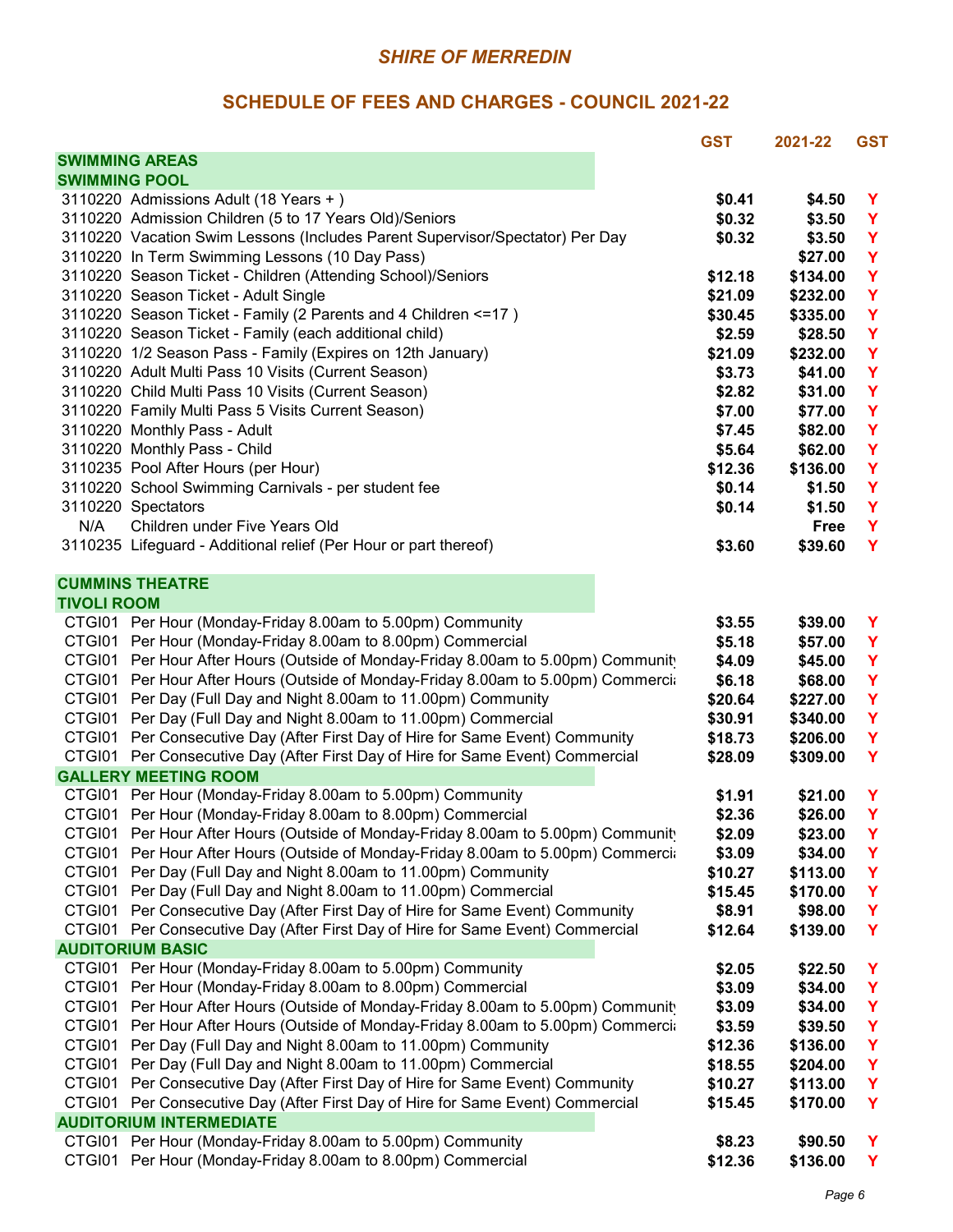## SHIRE OF MERREDIN

## SCHEDULE OF FEES AND CHARGES - COUNCIL 2021-22

| | | GST | 2021-22 | GST |
|---|---|---|---|---|
| **SWIMMING AREAS** | | | | |
| **SWIMMING POOL** | | | | |
| 3110220 | Admissions Adult (18 Years + ) | $0.41 | $4.50 | Y |
| 3110220 | Admission Children (5 to 17 Years Old)/Seniors | $0.32 | $3.50 | Y |
| 3110220 | Vacation Swim Lessons (Includes Parent Supervisor/Spectator) Per Day | $0.32 | $3.50 | Y |
| 3110220 | In Term Swimming Lessons (10 Day Pass) | | $27.00 | Y |
| 3110220 | Season Ticket - Children (Attending School)/Seniors | $12.18 | $134.00 | Y |
| 3110220 | Season Ticket - Adult Single | $21.09 | $232.00 | Y |
| 3110220 | Season Ticket - Family (2 Parents and 4 Children <=17 ) | $30.45 | $335.00 | Y |
| 3110220 | Season Ticket - Family (each additional child) | $2.59 | $28.50 | Y |
| 3110220 | 1/2 Season Pass - Family (Expires on 12th January) | $21.09 | $232.00 | Y |
| 3110220 | Adult Multi Pass 10 Visits (Current Season) | $3.73 | $41.00 | Y |
| 3110220 | Child Multi Pass 10 Visits (Current Season) | $2.82 | $31.00 | Y |
| 3110220 | Family Multi Pass 5 Visits Current Season) | $7.00 | $77.00 | Y |
| 3110220 | Monthly Pass - Adult | $7.45 | $82.00 | Y |
| 3110220 | Monthly Pass - Child | $5.64 | $62.00 | Y |
| 3110235 | Pool After Hours (per Hour) | $12.36 | $136.00 | Y |
| 3110220 | School Swimming Carnivals - per student fee | $0.14 | $1.50 | Y |
| 3110220 | Spectators | $0.14 | $1.50 | Y |
| N/A | Children under Five Years Old | | Free | Y |
| 3110235 | Lifeguard - Additional relief (Per Hour or part thereof) | $3.60 | $39.60 | Y |
| **CUMMINS THEATRE** | | | | |
| **TIVOLI ROOM** | | | | |
| CTGI01 | Per Hour (Monday-Friday 8.00am to 5.00pm) Community | $3.55 | $39.00 | Y |
| CTGI01 | Per Hour (Monday-Friday 8.00am to 8.00pm) Commercial | $5.18 | $57.00 | Y |
| CTGI01 | Per Hour After Hours (Outside of Monday-Friday 8.00am to 5.00pm) Community | $4.09 | $45.00 | Y |
| CTGI01 | Per Hour After Hours (Outside of Monday-Friday 8.00am to 5.00pm) Commercial | $6.18 | $68.00 | Y |
| CTGI01 | Per Day (Full Day and Night 8.00am to 11.00pm) Community | $20.64 | $227.00 | Y |
| CTGI01 | Per Day (Full Day and Night 8.00am to 11.00pm) Commercial | $30.91 | $340.00 | Y |
| CTGI01 | Per Consecutive Day (After First Day of Hire for Same Event) Community | $18.73 | $206.00 | Y |
| CTGI01 | Per Consecutive Day (After First Day of Hire for Same Event) Commercial | $28.09 | $309.00 | Y |
| **GALLERY MEETING ROOM** | | | | |
| CTGI01 | Per Hour (Monday-Friday 8.00am to 5.00pm) Community | $1.91 | $21.00 | Y |
| CTGI01 | Per Hour (Monday-Friday 8.00am to 8.00pm) Commercial | $2.36 | $26.00 | Y |
| CTGI01 | Per Hour After Hours (Outside of Monday-Friday 8.00am to 5.00pm) Community | $2.09 | $23.00 | Y |
| CTGI01 | Per Hour After Hours (Outside of Monday-Friday 8.00am to 5.00pm) Commercial | $3.09 | $34.00 | Y |
| CTGI01 | Per Day (Full Day and Night 8.00am to 11.00pm) Community | $10.27 | $113.00 | Y |
| CTGI01 | Per Day (Full Day and Night 8.00am to 11.00pm) Commercial | $15.45 | $170.00 | Y |
| CTGI01 | Per Consecutive Day (After First Day of Hire for Same Event) Community | $8.91 | $98.00 | Y |
| CTGI01 | Per Consecutive Day (After First Day of Hire for Same Event) Commercial | $12.64 | $139.00 | Y |
| **AUDITORIUM BASIC** | | | | |
| CTGI01 | Per Hour (Monday-Friday 8.00am to 5.00pm) Community | $2.05 | $22.50 | Y |
| CTGI01 | Per Hour (Monday-Friday 8.00am to 8.00pm) Commercial | $3.09 | $34.00 | Y |
| CTGI01 | Per Hour After Hours (Outside of Monday-Friday 8.00am to 5.00pm) Community | $3.09 | $34.00 | Y |
| CTGI01 | Per Hour After Hours (Outside of Monday-Friday 8.00am to 5.00pm) Commercial | $3.59 | $39.50 | Y |
| CTGI01 | Per Day (Full Day and Night 8.00am to 11.00pm) Community | $12.36 | $136.00 | Y |
| CTGI01 | Per Day (Full Day and Night 8.00am to 11.00pm) Commercial | $18.55 | $204.00 | Y |
| CTGI01 | Per Consecutive Day (After First Day of Hire for Same Event) Community | $10.27 | $113.00 | Y |
| CTGI01 | Per Consecutive Day (After First Day of Hire for Same Event) Commercial | $15.45 | $170.00 | Y |
| **AUDITORIUM INTERMEDIATE** | | | | |
| CTGI01 | Per Hour (Monday-Friday 8.00am to 5.00pm) Community | $8.23 | $90.50 | Y |
| CTGI01 | Per Hour (Monday-Friday 8.00am to 8.00pm) Commercial | $12.36 | $136.00 | Y |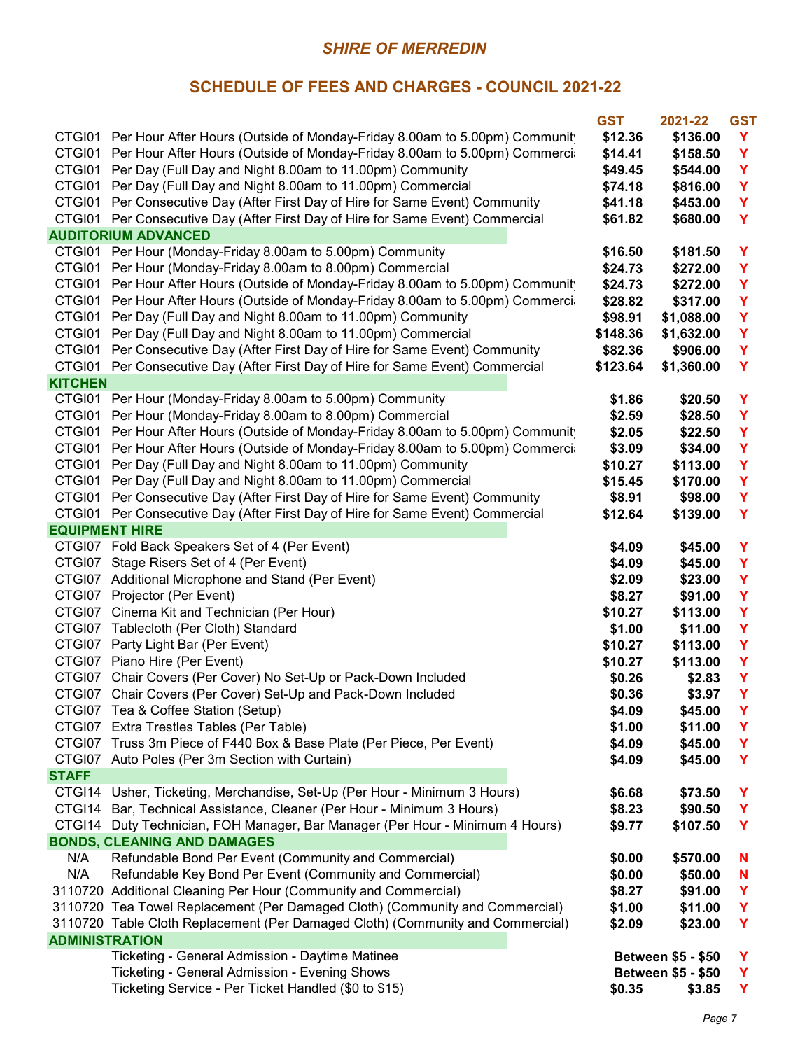## SHIRE OF MERREDIN

## SCHEDULE OF FEES AND CHARGES - COUNCIL 2021-22

| | | GST | 2021-22 | GST |
|---|---|---|---|---|
| CTGI01 | Per Hour After Hours (Outside of Monday-Friday 8.00am to 5.00pm) Community | $12.36 | $136.00 | Y |
| CTGI01 | Per Hour After Hours (Outside of Monday-Friday 8.00am to 5.00pm) Commercial | $14.41 | $158.50 | Y |
| CTGI01 | Per Day (Full Day and Night 8.00am to 11.00pm) Community | $49.45 | $544.00 | Y |
| CTGI01 | Per Day (Full Day and Night 8.00am to 11.00pm) Commercial | $74.18 | $816.00 | Y |
| CTGI01 | Per Consecutive Day (After First Day of Hire for Same Event) Community | $41.18 | $453.00 | Y |
| CTGI01 | Per Consecutive Day (After First Day of Hire for Same Event) Commercial | $61.82 | $680.00 | Y |
| **AUDITORIUM ADVANCED** | | | | |
| CTGI01 | Per Hour (Monday-Friday 8.00am to 5.00pm) Community | $16.50 | $181.50 | Y |
| CTGI01 | Per Hour (Monday-Friday 8.00am to 8.00pm) Commercial | $24.73 | $272.00 | Y |
| CTGI01 | Per Hour After Hours (Outside of Monday-Friday 8.00am to 5.00pm) Community | $24.73 | $272.00 | Y |
| CTGI01 | Per Hour After Hours (Outside of Monday-Friday 8.00am to 5.00pm) Commercial | $28.82 | $317.00 | Y |
| CTGI01 | Per Day (Full Day and Night 8.00am to 11.00pm) Community | $98.91 | $1,088.00 | Y |
| CTGI01 | Per Day (Full Day and Night 8.00am to 11.00pm) Commercial | $148.36 | $1,632.00 | Y |
| CTGI01 | Per Consecutive Day (After First Day of Hire for Same Event) Community | $82.36 | $906.00 | Y |
| CTGI01 | Per Consecutive Day (After First Day of Hire for Same Event) Commercial | $123.64 | $1,360.00 | Y |
| **KITCHEN** | | | | |
| CTGI01 | Per Hour (Monday-Friday 8.00am to 5.00pm) Community | $1.86 | $20.50 | Y |
| CTGI01 | Per Hour (Monday-Friday 8.00am to 8.00pm) Commercial | $2.59 | $28.50 | Y |
| CTGI01 | Per Hour After Hours (Outside of Monday-Friday 8.00am to 5.00pm) Community | $2.05 | $22.50 | Y |
| CTGI01 | Per Hour After Hours (Outside of Monday-Friday 8.00am to 5.00pm) Commercial | $3.09 | $34.00 | Y |
| CTGI01 | Per Day (Full Day and Night 8.00am to 11.00pm) Community | $10.27 | $113.00 | Y |
| CTGI01 | Per Day (Full Day and Night 8.00am to 11.00pm) Commercial | $15.45 | $170.00 | Y |
| CTGI01 | Per Consecutive Day (After First Day of Hire for Same Event) Community | $8.91 | $98.00 | Y |
| CTGI01 | Per Consecutive Day (After First Day of Hire for Same Event) Commercial | $12.64 | $139.00 | Y |
| **EQUIPMENT HIRE** | | | | |
| CTGI07 | Fold Back Speakers Set of 4 (Per Event) | $4.09 | $45.00 | Y |
| CTGI07 | Stage Risers Set of 4 (Per Event) | $4.09 | $45.00 | Y |
| CTGI07 | Additional Microphone and Stand (Per Event) | $2.09 | $23.00 | Y |
| CTGI07 | Projector (Per Event) | $8.27 | $91.00 | Y |
| CTGI07 | Cinema Kit and Technician (Per Hour) | $10.27 | $113.00 | Y |
| CTGI07 | Tablecloth (Per Cloth) Standard | $1.00 | $11.00 | Y |
| CTGI07 | Party Light Bar (Per Event) | $10.27 | $113.00 | Y |
| CTGI07 | Piano Hire (Per Event) | $10.27 | $113.00 | Y |
| CTGI07 | Chair Covers (Per Cover) No Set-Up or Pack-Down Included | $0.26 | $2.83 | Y |
| CTGI07 | Chair Covers (Per Cover) Set-Up and Pack-Down Included | $0.36 | $3.97 | Y |
| CTGI07 | Tea & Coffee Station (Setup) | $4.09 | $45.00 | Y |
| CTGI07 | Extra Trestles Tables (Per Table) | $1.00 | $11.00 | Y |
| CTGI07 | Truss 3m Piece of F440 Box & Base Plate (Per Piece, Per Event) | $4.09 | $45.00 | Y |
| CTGI07 | Auto Poles (Per 3m Section with Curtain) | $4.09 | $45.00 | Y |
| **STAFF** | | | | |
| CTGI14 | Usher, Ticketing, Merchandise, Set-Up (Per Hour - Minimum 3 Hours) | $6.68 | $73.50 | Y |
| CTGI14 | Bar, Technical Assistance, Cleaner (Per Hour - Minimum 3 Hours) | $8.23 | $90.50 | Y |
| CTGI14 | Duty Technician, FOH Manager, Bar Manager (Per Hour - Minimum 4 Hours) | $9.77 | $107.50 | Y |
| **BONDS, CLEANING AND DAMAGES** | | | | |
| N/A | Refundable Bond Per Event (Community and Commercial) | $0.00 | $570.00 | N |
| N/A | Refundable Key Bond Per Event (Community and Commercial) | $0.00 | $50.00 | N |
| 3110720 | Additional Cleaning Per Hour (Community and Commercial) | $8.27 | $91.00 | Y |
| 3110720 | Tea Towel Replacement (Per Damaged Cloth) (Community and Commercial) | $1.00 | $11.00 | Y |
| 3110720 | Table Cloth Replacement (Per Damaged Cloth) (Community and Commercial) | $2.09 | $23.00 | Y |
| **ADMINISTRATION** | | | | |
| | Ticketing - General Admission - Daytime Matinee | | Between $5 - $50 | Y |
| | Ticketing - General Admission - Evening Shows | | Between $5 - $50 | Y |
| | Ticketing Service - Per Ticket Handled ($0 to $15) | $0.35 | $3.85 | Y |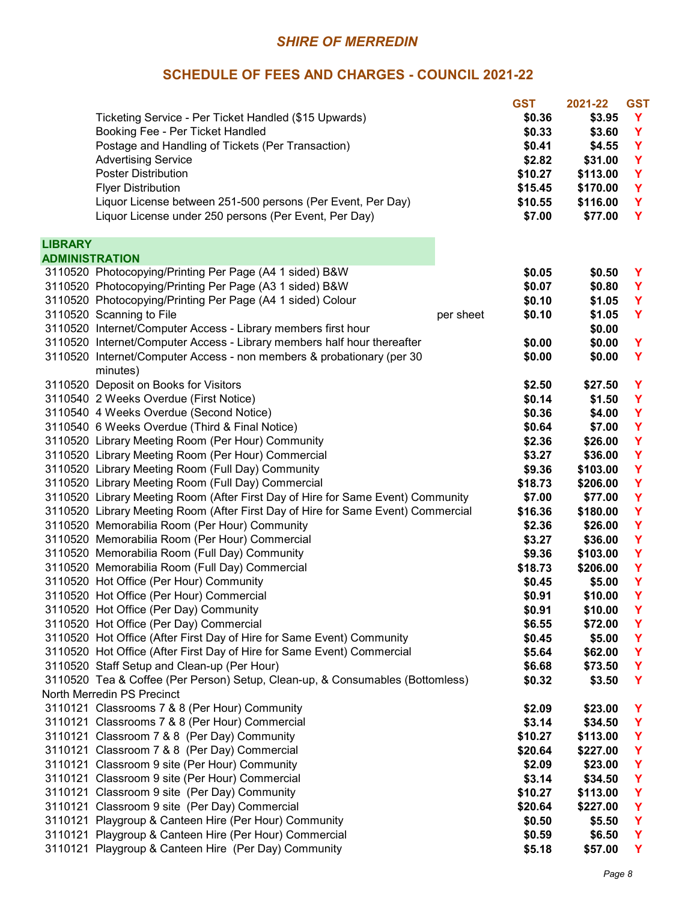# SHIRE OF MERREDIN

## SCHEDULE OF FEES AND CHARGES - COUNCIL 2021-22

| Account | Description | Unit | GST | 2021-22 | GST |
|---|---|---|---|---|---|
| | Ticketing Service - Per Ticket Handled ($15 Upwards) | | $0.36 | $3.95 | Y |
| | Booking Fee - Per Ticket Handled | | $0.33 | $3.60 | Y |
| | Postage and Handling of Tickets (Per Transaction) | | $0.41 | $4.55 | Y |
| | Advertising Service | | $2.82 | $31.00 | Y |
| | Poster Distribution | | $10.27 | $113.00 | Y |
| | Flyer Distribution | | $15.45 | $170.00 | Y |
| | Liquor License between 251-500 persons (Per Event, Per Day) | | $10.55 | $116.00 | Y |
| | Liquor License under 250 persons (Per Event, Per Day) | | $7.00 | $77.00 | Y |
| **LIBRARY** | | | | | |
| **ADMINISTRATION** | | | | | |
| 3110520 | Photocopying/Printing Per Page (A4 1 sided) B&W | | $0.05 | $0.50 | Y |
| 3110520 | Photocopying/Printing Per Page (A3 1 sided) B&W | | $0.07 | $0.80 | Y |
| 3110520 | Photocopying/Printing Per Page (A4 1 sided) Colour | | $0.10 | $1.05 | Y |
| 3110520 | Scanning to File | per sheet | $0.10 | $1.05 | Y |
| 3110520 | Internet/Computer Access - Library members first hour | | | $0.00 | |
| 3110520 | Internet/Computer Access - Library members half hour thereafter | | $0.00 | $0.00 | Y |
| 3110520 | Internet/Computer Access - non members & probationary (per 30 minutes) | | $0.00 | $0.00 | Y |
| 3110520 | Deposit on Books for Visitors | | $2.50 | $27.50 | Y |
| 3110540 | 2 Weeks Overdue (First Notice) | | $0.14 | $1.50 | Y |
| 3110540 | 4 Weeks Overdue (Second Notice) | | $0.36 | $4.00 | Y |
| 3110540 | 6 Weeks Overdue (Third & Final Notice) | | $0.64 | $7.00 | Y |
| 3110520 | Library Meeting Room (Per Hour) Community | | $2.36 | $26.00 | Y |
| 3110520 | Library Meeting Room (Per Hour) Commercial | | $3.27 | $36.00 | Y |
| 3110520 | Library Meeting Room (Full Day) Community | | $9.36 | $103.00 | Y |
| 3110520 | Library Meeting Room (Full Day) Commercial | | $18.73 | $206.00 | Y |
| 3110520 | Library Meeting Room (After First Day of Hire for Same Event) Community | | $7.00 | $77.00 | Y |
| 3110520 | Library Meeting Room (After First Day of Hire for Same Event) Commercial | | $16.36 | $180.00 | Y |
| 3110520 | Memorabilia Room (Per Hour) Community | | $2.36 | $26.00 | Y |
| 3110520 | Memorabilia Room (Per Hour) Commercial | | $3.27 | $36.00 | Y |
| 3110520 | Memorabilia Room (Full Day) Community | | $9.36 | $103.00 | Y |
| 3110520 | Memorabilia Room (Full Day) Commercial | | $18.73 | $206.00 | Y |
| 3110520 | Hot Office (Per Hour) Community | | $0.45 | $5.00 | Y |
| 3110520 | Hot Office (Per Hour) Commercial | | $0.91 | $10.00 | Y |
| 3110520 | Hot Office (Per Day) Community | | $0.91 | $10.00 | Y |
| 3110520 | Hot Office (Per Day) Commercial | | $6.55 | $72.00 | Y |
| 3110520 | Hot Office (After First Day of Hire for Same Event) Community | | $0.45 | $5.00 | Y |
| 3110520 | Hot Office (After First Day of Hire for Same Event) Commercial | | $5.64 | $62.00 | Y |
| 3110520 | Staff Setup and Clean-up (Per Hour) | | $6.68 | $73.50 | Y |
| 3110520 | Tea & Coffee (Per Person) Setup, Clean-up, & Consumables (Bottomless) | | $0.32 | $3.50 | Y |
| North Merredin PS Precinct | | | | | |
| 3110121 | Classrooms 7 & 8 (Per Hour) Community | | $2.09 | $23.00 | Y |
| 3110121 | Classrooms 7 & 8 (Per Hour) Commercial | | $3.14 | $34.50 | Y |
| 3110121 | Classroom 7 & 8 (Per Day) Community | | $10.27 | $113.00 | Y |
| 3110121 | Classroom 7 & 8 (Per Day) Commercial | | $20.64 | $227.00 | Y |
| 3110121 | Classroom 9 site (Per Hour) Community | | $2.09 | $23.00 | Y |
| 3110121 | Classroom 9 site (Per Hour) Commercial | | $3.14 | $34.50 | Y |
| 3110121 | Classroom 9 site (Per Day) Community | | $10.27 | $113.00 | Y |
| 3110121 | Classroom 9 site (Per Day) Commercial | | $20.64 | $227.00 | Y |
| 3110121 | Playgroup & Canteen Hire (Per Hour) Community | | $0.50 | $5.50 | Y |
| 3110121 | Playgroup & Canteen Hire (Per Hour) Commercial | | $0.59 | $6.50 | Y |
| 3110121 | Playgroup & Canteen Hire (Per Day) Community | | $5.18 | $57.00 | Y |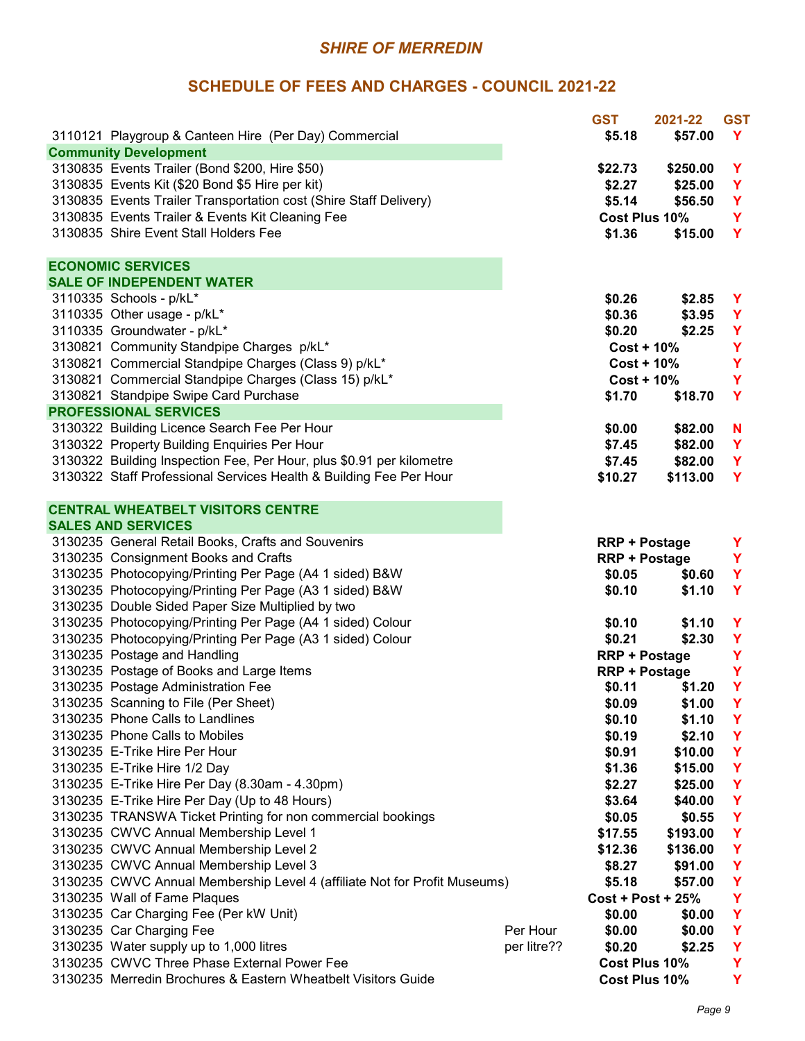## SHIRE OF MERREDIN

## SCHEDULE OF FEES AND CHARGES - COUNCIL 2021-22

| Code | Description | | GST | 2021-22 | GST |
|---|---|---|---|---|---|
| 3110121 | Playgroup & Canteen Hire (Per Day) Commercial | | $5.18 | $57.00 | Y |
| **Community Development** | | | | | |
| 3130835 | Events Trailer (Bond $200, Hire $50) | | $22.73 | $250.00 | Y |
| 3130835 | Events Kit ($20 Bond $5 Hire per kit) | | $2.27 | $25.00 | Y |
| 3130835 | Events Trailer Transportation cost (Shire Staff Delivery) | | $5.14 | $56.50 | Y |
| 3130835 | Events Trailer & Events Kit Cleaning Fee | | Cost Plus 10% | | Y |
| 3130835 | Shire Event Stall Holders Fee | | $1.36 | $15.00 | Y |
| **ECONOMIC SERVICES** | | | | | |
| **SALE OF INDEPENDENT WATER** | | | | | |
| 3110335 | Schools - p/kL* | | $0.26 | $2.85 | Y |
| 3110335 | Other usage - p/kL* | | $0.36 | $3.95 | Y |
| 3110335 | Groundwater - p/kL* | | $0.20 | $2.25 | Y |
| 3130821 | Community Standpipe Charges p/kL* | | Cost + 10% | | Y |
| 3130821 | Commercial Standpipe Charges (Class 9) p/kL* | | Cost + 10% | | Y |
| 3130821 | Commercial Standpipe Charges (Class 15) p/kL* | | Cost + 10% | | Y |
| 3130821 | Standpipe Swipe Card Purchase | | $1.70 | $18.70 | Y |
| **PROFESSIONAL SERVICES** | | | | | |
| 3130322 | Building Licence Search Fee Per Hour | | $0.00 | $82.00 | N |
| 3130322 | Property Building Enquiries Per Hour | | $7.45 | $82.00 | Y |
| 3130322 | Building Inspection Fee, Per Hour, plus $0.91 per kilometre | | $7.45 | $82.00 | Y |
| 3130322 | Staff Professional Services Health & Building Fee Per Hour | | $10.27 | $113.00 | Y |
| **CENTRAL WHEATBELT VISITORS CENTRE** | | | | | |
| **SALES AND SERVICES** | | | | | |
| 3130235 | General Retail Books, Crafts and Souvenirs | | RRP + Postage | | Y |
| 3130235 | Consignment Books and Crafts | | RRP + Postage | | Y |
| 3130235 | Photocopying/Printing Per Page (A4 1 sided) B&W | | $0.05 | $0.60 | Y |
| 3130235 | Photocopying/Printing Per Page (A3 1 sided) B&W | | $0.10 | $1.10 | Y |
| 3130235 | Double Sided Paper Size Multiplied by two | | | | |
| 3130235 | Photocopying/Printing Per Page (A4 1 sided) Colour | | $0.10 | $1.10 | Y |
| 3130235 | Photocopying/Printing Per Page (A3 1 sided) Colour | | $0.21 | $2.30 | Y |
| 3130235 | Postage and Handling | | RRP + Postage | | Y |
| 3130235 | Postage of Books and Large Items | | RRP + Postage | | Y |
| 3130235 | Postage Administration Fee | | $0.11 | $1.20 | Y |
| 3130235 | Scanning to File (Per Sheet) | | $0.09 | $1.00 | Y |
| 3130235 | Phone Calls to Landlines | | $0.10 | $1.10 | Y |
| 3130235 | Phone Calls to Mobiles | | $0.19 | $2.10 | Y |
| 3130235 | E-Trike Hire Per Hour | | $0.91 | $10.00 | Y |
| 3130235 | E-Trike Hire 1/2 Day | | $1.36 | $15.00 | Y |
| 3130235 | E-Trike Hire Per Day (8.30am - 4.30pm) | | $2.27 | $25.00 | Y |
| 3130235 | E-Trike Hire Per Day (Up to 48 Hours) | | $3.64 | $40.00 | Y |
| 3130235 | TRANSWA Ticket Printing for non commercial bookings | | $0.05 | $0.55 | Y |
| 3130235 | CWVC Annual Membership Level 1 | | $17.55 | $193.00 | Y |
| 3130235 | CWVC Annual Membership Level 2 | | $12.36 | $136.00 | Y |
| 3130235 | CWVC Annual Membership Level 3 | | $8.27 | $91.00 | Y |
| 3130235 | CWVC Annual Membership Level 4 (affiliate Not for Profit Museums) | | $5.18 | $57.00 | Y |
| 3130235 | Wall of Fame Plaques | | Cost + Post + 25% | | Y |
| 3130235 | Car Charging Fee (Per kW Unit) | | $0.00 | $0.00 | Y |
| 3130235 | Car Charging Fee | Per Hour | $0.00 | $0.00 | Y |
| 3130235 | Water supply up to 1,000 litres | per litre?? | $0.20 | $2.25 | Y |
| 3130235 | CWVC Three Phase External Power Fee | | Cost Plus 10% | | Y |
| 3130235 | Merredin Brochures & Eastern Wheatbelt Visitors Guide | | Cost Plus 10% | | Y |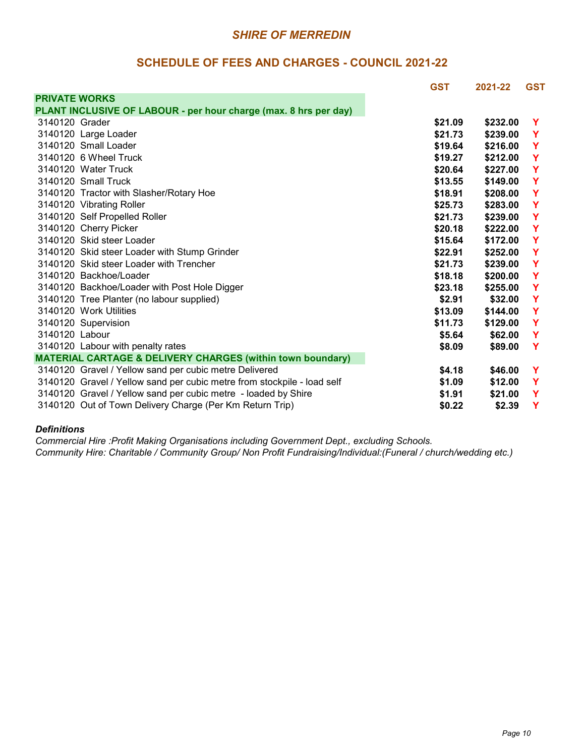# SHIRE OF MERREDIN

## SCHEDULE OF FEES AND CHARGES - COUNCIL 2021-22

| | GST | 2021-22 | GST |
|---|---|---|---|
| **PRIVATE WORKS** | | | |
| **PLANT INCLUSIVE OF LABOUR - per hour charge (max. 8 hrs per day)** | | | |
| 3140120 Grader | **$21.09** | **$232.00** | Y |
| 3140120 Large Loader | **$21.73** | **$239.00** | Y |
| 3140120 Small Loader | **$19.64** | **$216.00** | Y |
| 3140120 6 Wheel Truck | **$19.27** | **$212.00** | Y |
| 3140120 Water Truck | **$20.64** | **$227.00** | Y |
| 3140120 Small Truck | **$13.55** | **$149.00** | Y |
| 3140120 Tractor with Slasher/Rotary Hoe | **$18.91** | **$208.00** | Y |
| 3140120 Vibrating Roller | **$25.73** | **$283.00** | Y |
| 3140120 Self Propelled Roller | **$21.73** | **$239.00** | Y |
| 3140120 Cherry Picker | **$20.18** | **$222.00** | Y |
| 3140120 Skid steer Loader | **$15.64** | **$172.00** | Y |
| 3140120 Skid steer Loader with Stump Grinder | **$22.91** | **$252.00** | Y |
| 3140120 Skid steer Loader with Trencher | **$21.73** | **$239.00** | Y |
| 3140120 Backhoe/Loader | **$18.18** | **$200.00** | Y |
| 3140120 Backhoe/Loader with Post Hole Digger | **$23.18** | **$255.00** | Y |
| 3140120 Tree Planter (no labour supplied) | **$2.91** | **$32.00** | Y |
| 3140120 Work Utilities | **$13.09** | **$144.00** | Y |
| 3140120 Supervision | **$11.73** | **$129.00** | Y |
| 3140120 Labour | **$5.64** | **$62.00** | Y |
| 3140120 Labour with penalty rates | **$8.09** | **$89.00** | Y |
| **MATERIAL CARTAGE & DELIVERY CHARGES (within town boundary)** | | | |
| 3140120 Gravel / Yellow sand per cubic metre Delivered | **$4.18** | **$46.00** | Y |
| 3140120 Gravel / Yellow sand per cubic metre from stockpile - load self | **$1.09** | **$12.00** | Y |
| 3140120 Gravel / Yellow sand per cubic metre - loaded by Shire | **$1.91** | **$21.00** | Y |
| 3140120 Out of Town Delivery Charge (Per Km Return Trip) | **$0.22** | **$2.39** | Y |

***Definitions***

*Commercial Hire :Profit Making Organisations including Government Dept., excluding Schools.*

*Community Hire: Charitable / Community Group/ Non Profit Fundraising/Individual:(Funeral / church/wedding etc.)*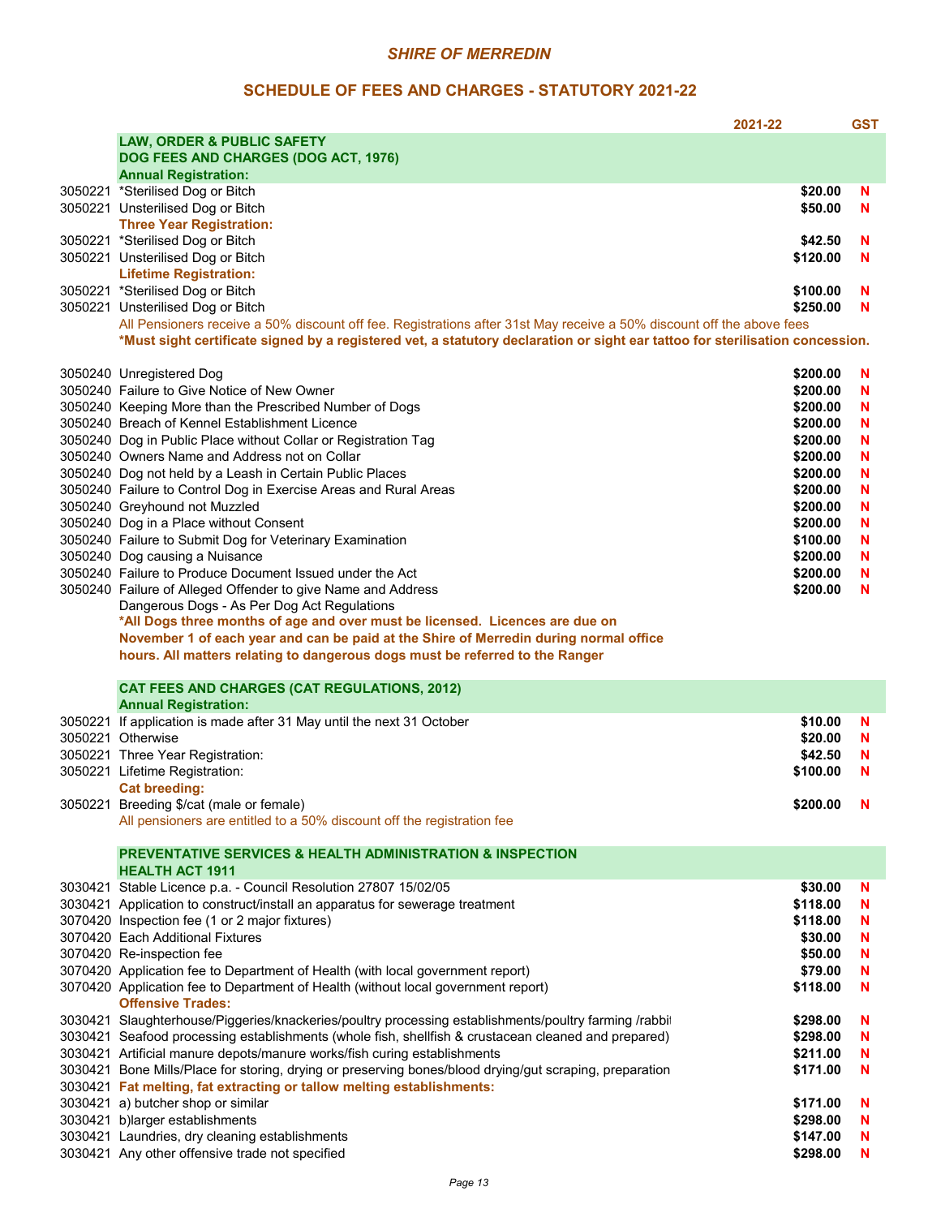*SHIRE OF MERREDIN*

## SCHEDULE OF FEES AND CHARGES - STATUTORY 2021-22

| | | 2021-22 | GST |
|---|---|---|---|
| | **LAW, ORDER & PUBLIC SAFETY** | | |
| | **DOG FEES AND CHARGES (DOG ACT, 1976)** | | |
| | **Annual Registration:** | | |
| 3050221 | *Sterilised Dog or Bitch | **$20.00** | **N** |
| 3050221 | Unsterilised Dog or Bitch | **$50.00** | **N** |
| | **Three Year Registration:** | | |
| 3050221 | *Sterilised Dog or Bitch | **$42.50** | **N** |
| 3050221 | Unsterilised Dog or Bitch | **$120.00** | **N** |
| | **Lifetime Registration:** | | |
| 3050221 | *Sterilised Dog or Bitch | **$100.00** | **N** |
| 3050221 | Unsterilised Dog or Bitch | **$250.00** | **N** |
| | All Pensioners receive a 50% discount off fee. Registrations after 31st May receive a 50% discount off the above fees | | |
| | ***Must sight certificate signed by a registered vet, a statutory declaration or sight ear tattoo for sterilisation concession.** | | |
| | | | |
| 3050240 | Unregistered Dog | **$200.00** | **N** |
| 3050240 | Failure to Give Notice of New Owner | **$200.00** | **N** |
| 3050240 | Keeping More than the Prescribed Number of Dogs | **$200.00** | **N** |
| 3050240 | Breach of Kennel Establishment Licence | **$200.00** | **N** |
| 3050240 | Dog in Public Place without Collar or Registration Tag | **$200.00** | **N** |
| 3050240 | Owners Name and Address not on Collar | **$200.00** | **N** |
| 3050240 | Dog not held by a Leash in Certain Public Places | **$200.00** | **N** |
| 3050240 | Failure to Control Dog in Exercise Areas and Rural Areas | **$200.00** | **N** |
| 3050240 | Greyhound not Muzzled | **$200.00** | **N** |
| 3050240 | Dog in a Place without Consent | **$200.00** | **N** |
| 3050240 | Failure to Submit Dog for Veterinary Examination | **$100.00** | **N** |
| 3050240 | Dog causing a Nuisance | **$200.00** | **N** |
| 3050240 | Failure to Produce Document Issued under the Act | **$200.00** | **N** |
| 3050240 | Failure of Alleged Offender to give Name and Address | **$200.00** | **N** |
| | Dangerous Dogs - As Per Dog Act Regulations | | |
| | ***All Dogs three months of age and over must be licensed. Licences are due on November 1 of each year and can be paid at the Shire of Merredin during normal office hours. All matters relating to dangerous dogs must be referred to the Ranger** | | |
| | | | |
| | **CAT FEES AND CHARGES (CAT REGULATIONS, 2012)** | | |
| | **Annual Registration:** | | |
| 3050221 | If application is made after 31 May until the next 31 October | **$10.00** | **N** |
| 3050221 | Otherwise | **$20.00** | **N** |
| 3050221 | Three Year Registration: | **$42.50** | **N** |
| 3050221 | Lifetime Registration: | **$100.00** | **N** |
| | **Cat breeding:** | | |
| 3050221 | Breeding $/cat (male or female) | **$200.00** | **N** |
| | All pensioners are entitled to a 50% discount off the registration fee | | |
| | | | |
| | **PREVENTATIVE SERVICES & HEALTH ADMINISTRATION & INSPECTION** | | |
| | **HEALTH ACT 1911** | | |
| 3030421 | Stable Licence p.a. - Council Resolution 27807 15/02/05 | **$30.00** | **N** |
| 3030421 | Application to construct/install an apparatus for sewerage treatment | **$118.00** | **N** |
| 3070420 | Inspection fee (1 or 2 major fixtures) | **$118.00** | **N** |
| 3070420 | Each Additional Fixtures | **$30.00** | **N** |
| 3070420 | Re-inspection fee | **$50.00** | **N** |
| 3070420 | Application fee to Department of Health (with local government report) | **$79.00** | **N** |
| 3070420 | Application fee to Department of Health (without local government report) | **$118.00** | **N** |
| | **Offensive Trades:** | | |
| 3030421 | Slaughterhouse/Piggeries/knackeries/poultry processing establishments/poultry farming /rabbit | **$298.00** | **N** |
| 3030421 | Seafood processing establishments (whole fish, shellfish & crustacean cleaned and prepared) | **$298.00** | **N** |
| 3030421 | Artificial manure depots/manure works/fish curing establishments | **$211.00** | **N** |
| 3030421 | Bone Mills/Place for storing, drying or preserving bones/blood drying/gut scraping, preparation | **$171.00** | **N** |
| 3030421 | **Fat melting, fat extracting or tallow melting establishments:** | | |
| 3030421 | a) butcher shop or similar | **$171.00** | **N** |
| 3030421 | b)larger establishments | **$298.00** | **N** |
| 3030421 | Laundries, dry cleaning establishments | **$147.00** | **N** |
| 3030421 | Any other offensive trade not specified | **$298.00** | **N** |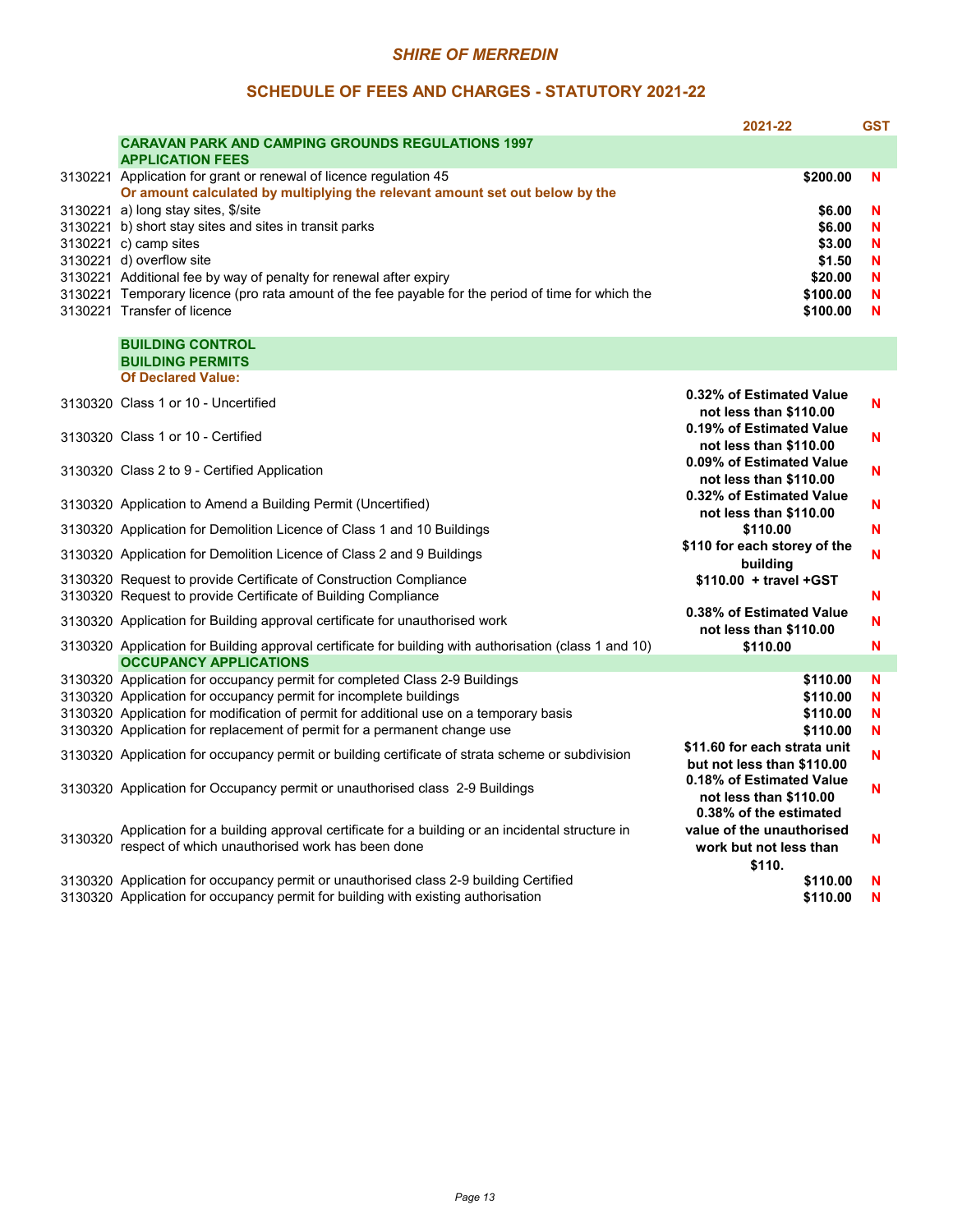*SHIRE OF MERREDIN*

## SCHEDULE OF FEES AND CHARGES - STATUTORY 2021-22

| | | 2021-22 | GST |
|---|---|---|---|
| | **CARAVAN PARK AND CAMPING GROUNDS REGULATIONS 1997** | | |
| | **APPLICATION FEES** | | |
| 3130221 | Application for grant or renewal of licence regulation 45 | **$200.00** | N |
| | **Or amount calculated by multiplying the relevant amount set out below by the** | | |
| 3130221 | a) long stay sites, $/site | **$6.00** | N |
| 3130221 | b) short stay sites and sites in transit parks | **$6.00** | N |
| 3130221 | c) camp sites | **$3.00** | N |
| 3130221 | d) overflow site | **$1.50** | N |
| 3130221 | Additional fee by way of penalty for renewal after expiry | **$20.00** | N |
| 3130221 | Temporary licence (pro rata amount of the fee payable for the period of time for which the | **$100.00** | N |
| 3130221 | Transfer of licence | **$100.00** | N |
| | **BUILDING CONTROL** | | |
| | **BUILDING PERMITS** | | |
| | **Of Declared Value:** | | |
| 3130320 | Class 1 or 10 - Uncertified | **0.32% of Estimated Value not less than $110.00** | N |
| 3130320 | Class 1 or 10 - Certified | **0.19% of Estimated Value not less than $110.00** | N |
| 3130320 | Class 2 to 9 - Certified Application | **0.09% of Estimated Value not less than $110.00** | N |
| 3130320 | Application to Amend a Building Permit (Uncertified) | **0.32% of Estimated Value not less than $110.00** | N |
| 3130320 | Application for Demolition Licence of Class 1 and 10 Buildings | **$110.00** | N |
| 3130320 | Application for Demolition Licence of Class 2 and 9 Buildings | **$110 for each storey of the building** | N |
| 3130320 | Request to provide Certificate of Construction Compliance | **$110.00 + travel +GST** | |
| 3130320 | Request to provide Certificate of Building Compliance | | N |
| 3130320 | Application for Building approval certificate for unauthorised work | **0.38% of Estimated Value not less than $110.00** | N |
| 3130320 | Application for Building approval certificate for building with authorisation (class 1 and 10) | **$110.00** | N |
| | **OCCUPANCY APPLICATIONS** | | |
| 3130320 | Application for occupancy permit for completed Class 2-9 Buildings | **$110.00** | N |
| 3130320 | Application for occupancy permit for incomplete buildings | **$110.00** | N |
| 3130320 | Application for modification of permit for additional use on a temporary basis | **$110.00** | N |
| 3130320 | Application for replacement of permit for a permanent change use | **$110.00** | N |
| 3130320 | Application for occupancy permit or building certificate of strata scheme or subdivision | **$11.60 for each strata unit but not less than $110.00** | N |
| 3130320 | Application for Occupancy permit or unauthorised class 2-9 Buildings | **0.18% of Estimated Value not less than $110.00** | N |
| 3130320 | Application for a building approval certificate for a building or an incidental structure in respect of which unauthorised work has been done | **0.38% of the estimated value of the unauthorised work but not less than $110.** | N |
| 3130320 | Application for occupancy permit or unauthorised class 2-9 building Certified | **$110.00** | N |
| 3130320 | Application for occupancy permit for building with existing authorisation | **$110.00** | N |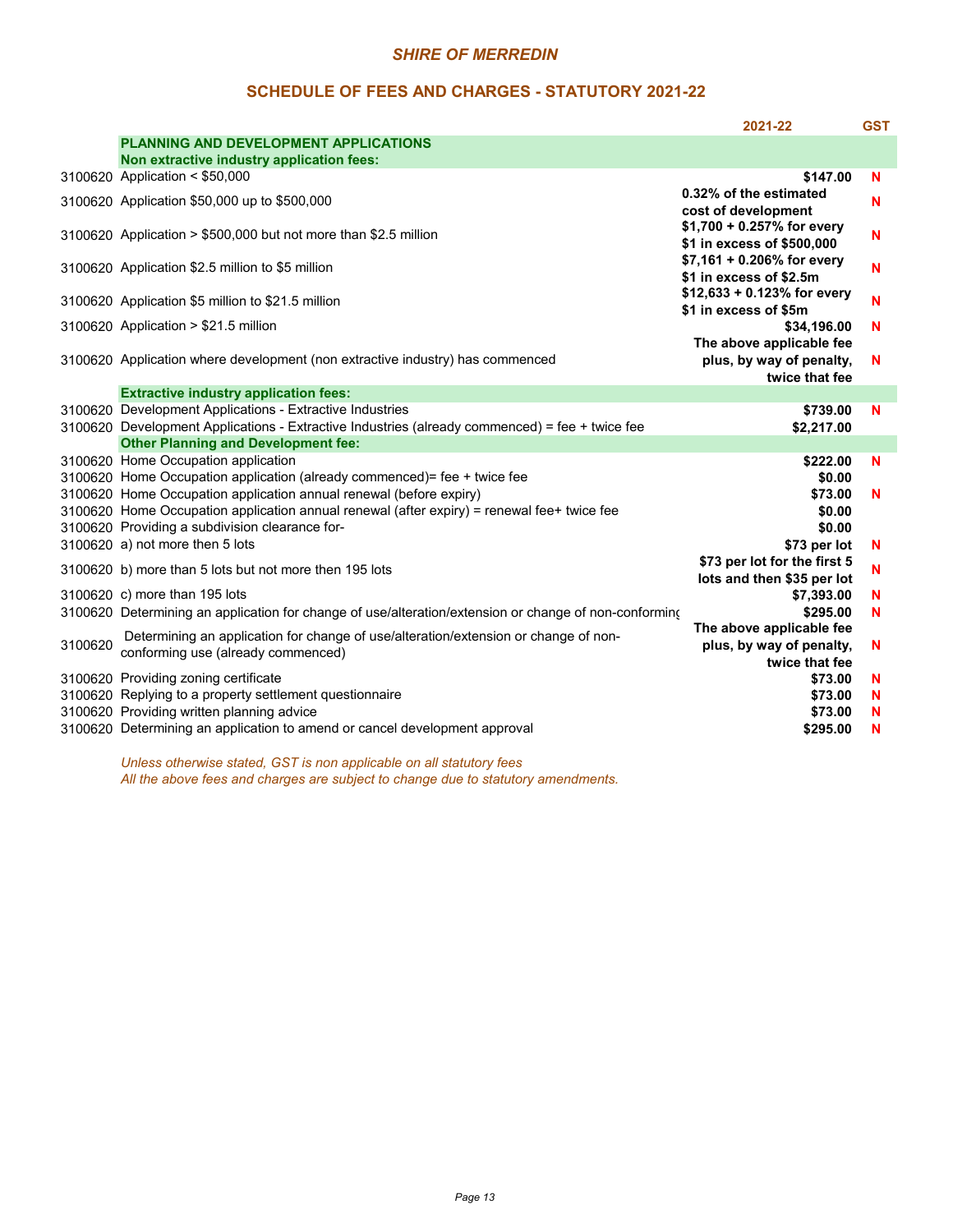## *SHIRE OF MERREDIN*

## SCHEDULE OF FEES AND CHARGES - STATUTORY 2021-22

| | | 2021-22 | GST |
|---|---|---|---|
| | **PLANNING AND DEVELOPMENT APPLICATIONS** | | |
| | **Non extractive industry application fees:** | | |
| 3100620 | Application < $50,000 | **$147.00** | N |
| 3100620 | Application $50,000 up to $500,000 | **0.32% of the estimated cost of development** | N |
| 3100620 | Application > $500,000 but not more than $2.5 million | **$1,700 + 0.257% for every $1 in excess of $500,000** | N |
| 3100620 | Application $2.5 million to $5 million | **$7,161 + 0.206% for every $1 in excess of $2.5m** | N |
| 3100620 | Application $5 million to $21.5 million | **$12,633 + 0.123% for every $1 in excess of $5m** | N |
| 3100620 | Application > $21.5 million | **$34,196.00** | N |
| 3100620 | Application where development (non extractive industry) has commenced | **The above applicable fee plus, by way of penalty, twice that fee** | N |
| | **Extractive industry application fees:** | | |
| 3100620 | Development Applications - Extractive Industries | **$739.00** | N |
| 3100620 | Development Applications - Extractive Industries (already commenced) = fee + twice fee | **$2,217.00** | |
| | **Other Planning and Development fee:** | | |
| 3100620 | Home Occupation application | **$222.00** | N |
| 3100620 | Home Occupation application (already commenced)= fee + twice fee | **$0.00** | |
| 3100620 | Home Occupation application annual renewal (before expiry) | **$73.00** | N |
| 3100620 | Home Occupation application annual renewal (after expiry) = renewal fee+ twice fee | **$0.00** | |
| 3100620 | Providing a subdivision clearance for- | **$0.00** | |
| 3100620 | a) not more then 5 lots | **$73 per lot** | N |
| 3100620 | b) more than 5 lots but not more then 195 lots | **$73 per lot for the first 5 lots and then $35 per lot** | N |
| 3100620 | c) more than 195 lots | **$7,393.00** | N |
| 3100620 | Determining an application for change of use/alteration/extension or change of non-conforming | **$295.00** | N |
| 3100620 | Determining an application for change of use/alteration/extension or change of non-conforming use (already commenced) | **The above applicable fee plus, by way of penalty, twice that fee** | N |
| 3100620 | Providing zoning certificate | **$73.00** | N |
| 3100620 | Replying to a property settlement questionnaire | **$73.00** | N |
| 3100620 | Providing written planning advice | **$73.00** | N |
| 3100620 | Determining an application to amend or cancel development approval | **$295.00** | N |

*Unless otherwise stated, GST is non applicable on all statutory fees*
*All the above fees and charges are subject to change due to statutory amendments.*